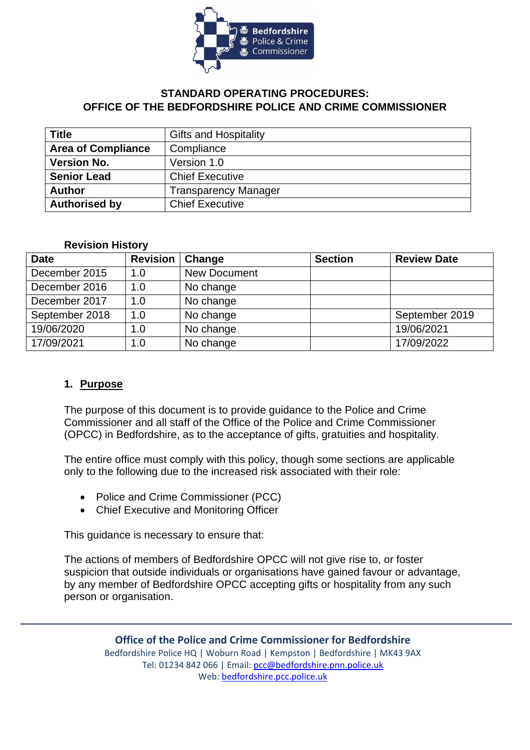**STANDARD OPERATING PROCEDURES:**
**OFFICE OF THE BEDFORDSHIRE POLICE AND CRIME COMMISSIONER**

| **Title** | Gifts and Hospitality |
|---|---|
| **Area of Compliance** | Compliance |
| **Version No.** | Version 1.0 |
| **Senior Lead** | Chief Executive |
| **Author** | Transparency Manager |
| **Authorised by** | Chief Executive |

**Revision History**

| Date | Revision | Change | Section | Review Date |
|---|---|---|---|---|
| December 2015 | 1.0 | New Document | | |
| December 2016 | 1.0 | No change | | |
| December 2017 | 1.0 | No change | | |
| September 2018 | 1.0 | No change | | September 2019 |
| 19/06/2020 | 1.0 | No change | | 19/06/2021 |
| 17/09/2021 | 1.0 | No change | | 17/09/2022 |

## 1. Purpose

The purpose of this document is to provide guidance to the Police and Crime Commissioner and all staff of the Office of the Police and Crime Commissioner (OPCC) in Bedfordshire, as to the acceptance of gifts, gratuities and hospitality.

The entire office must comply with this policy, though some sections are applicable only to the following due to the increased risk associated with their role:

- Police and Crime Commissioner (PCC)
- Chief Executive and Monitoring Officer

This guidance is necessary to ensure that:

The actions of members of Bedfordshire OPCC will not give rise to, or foster suspicion that outside individuals or organisations have gained favour or advantage, by any member of Bedfordshire OPCC accepting gifts or hospitality from any such person or organisation.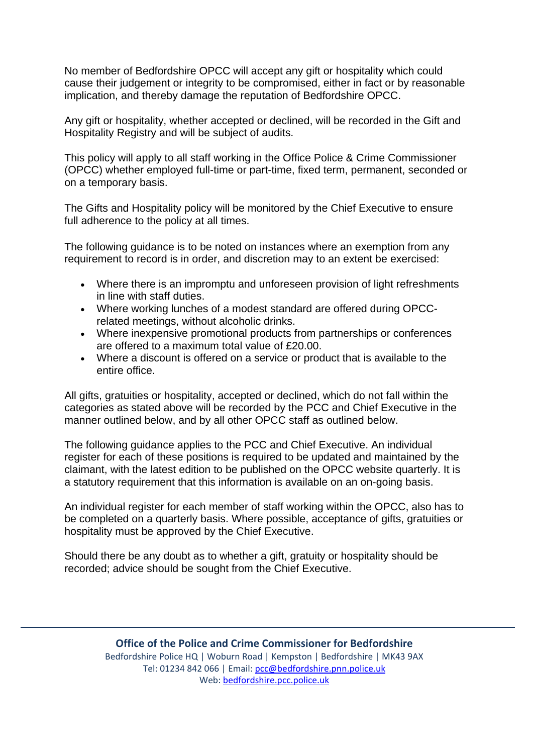No member of Bedfordshire OPCC will accept any gift or hospitality which could cause their judgement or integrity to be compromised, either in fact or by reasonable implication, and thereby damage the reputation of Bedfordshire OPCC.

Any gift or hospitality, whether accepted or declined, will be recorded in the Gift and Hospitality Registry and will be subject of audits.

This policy will apply to all staff working in the Office Police & Crime Commissioner (OPCC) whether employed full-time or part-time, fixed term, permanent, seconded or on a temporary basis.

The Gifts and Hospitality policy will be monitored by the Chief Executive to ensure full adherence to the policy at all times.

The following guidance is to be noted on instances where an exemption from any requirement to record is in order, and discretion may to an extent be exercised:

- Where there is an impromptu and unforeseen provision of light refreshments in line with staff duties.
- Where working lunches of a modest standard are offered during OPCC-related meetings, without alcoholic drinks.
- Where inexpensive promotional products from partnerships or conferences are offered to a maximum total value of £20.00.
- Where a discount is offered on a service or product that is available to the entire office.

All gifts, gratuities or hospitality, accepted or declined, which do not fall within the categories as stated above will be recorded by the PCC and Chief Executive in the manner outlined below, and by all other OPCC staff as outlined below.

The following guidance applies to the PCC and Chief Executive. An individual register for each of these positions is required to be updated and maintained by the claimant, with the latest edition to be published on the OPCC website quarterly. It is a statutory requirement that this information is available on an on-going basis.

An individual register for each member of staff working within the OPCC, also has to be completed on a quarterly basis. Where possible, acceptance of gifts, gratuities or hospitality must be approved by the Chief Executive.

Should there be any doubt as to whether a gift, gratuity or hospitality should be recorded; advice should be sought from the Chief Executive.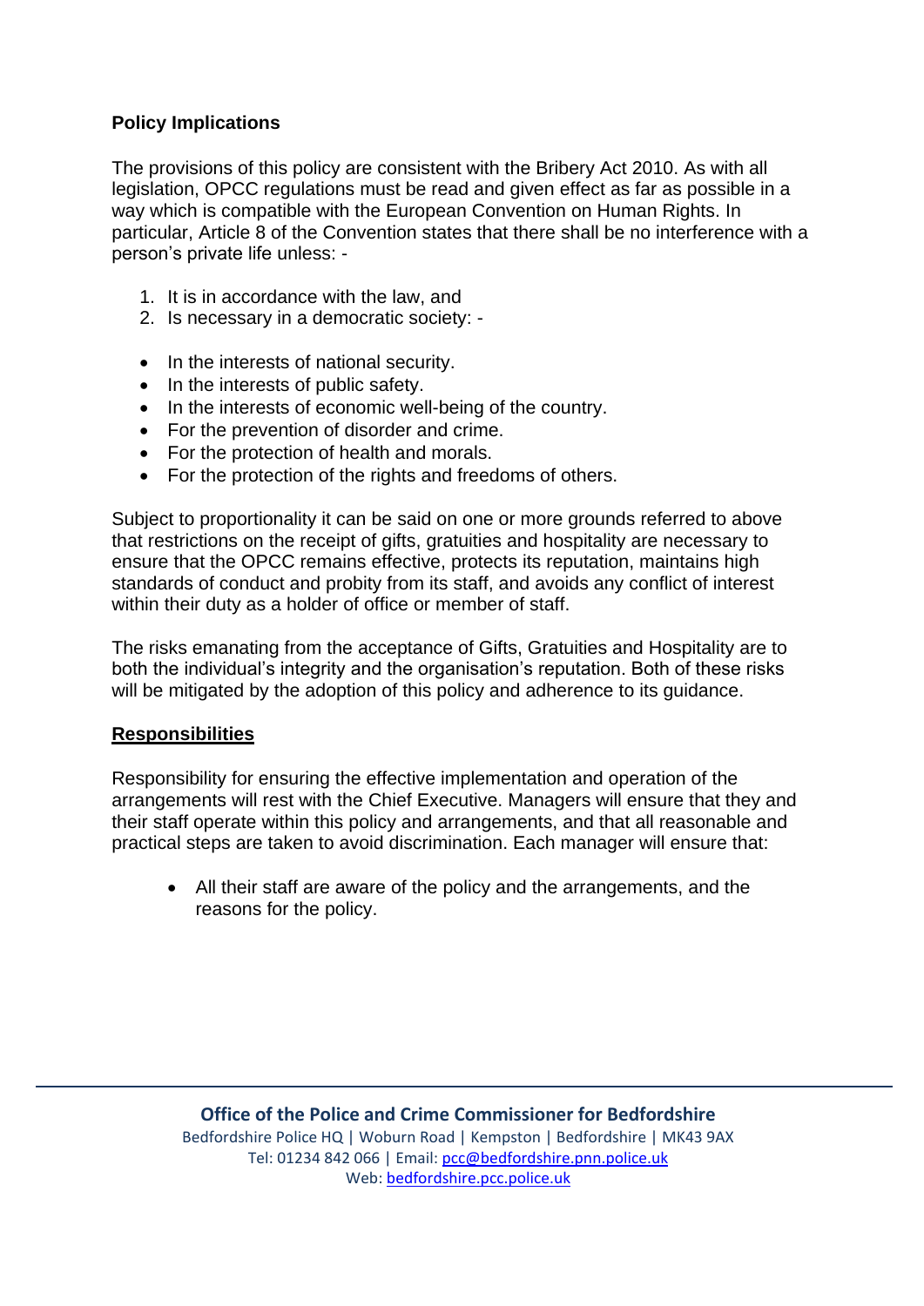**Policy Implications**

The provisions of this policy are consistent with the Bribery Act 2010. As with all legislation, OPCC regulations must be read and given effect as far as possible in a way which is compatible with the European Convention on Human Rights. In particular, Article 8 of the Convention states that there shall be no interference with a person's private life unless: -

1. It is in accordance with the law, and
2. Is necessary in a democratic society: -

- In the interests of national security.
- In the interests of public safety.
- In the interests of economic well-being of the country.
- For the prevention of disorder and crime.
- For the protection of health and morals.
- For the protection of the rights and freedoms of others.

Subject to proportionality it can be said on one or more grounds referred to above that restrictions on the receipt of gifts, gratuities and hospitality are necessary to ensure that the OPCC remains effective, protects its reputation, maintains high standards of conduct and probity from its staff, and avoids any conflict of interest within their duty as a holder of office or member of staff.

The risks emanating from the acceptance of Gifts, Gratuities and Hospitality are to both the individual's integrity and the organisation's reputation. Both of these risks will be mitigated by the adoption of this policy and adherence to its guidance.

**Responsibilities**

Responsibility for ensuring the effective implementation and operation of the arrangements will rest with the Chief Executive. Managers will ensure that they and their staff operate within this policy and arrangements, and that all reasonable and practical steps are taken to avoid discrimination. Each manager will ensure that:

- All their staff are aware of the policy and the arrangements, and the reasons for the policy.